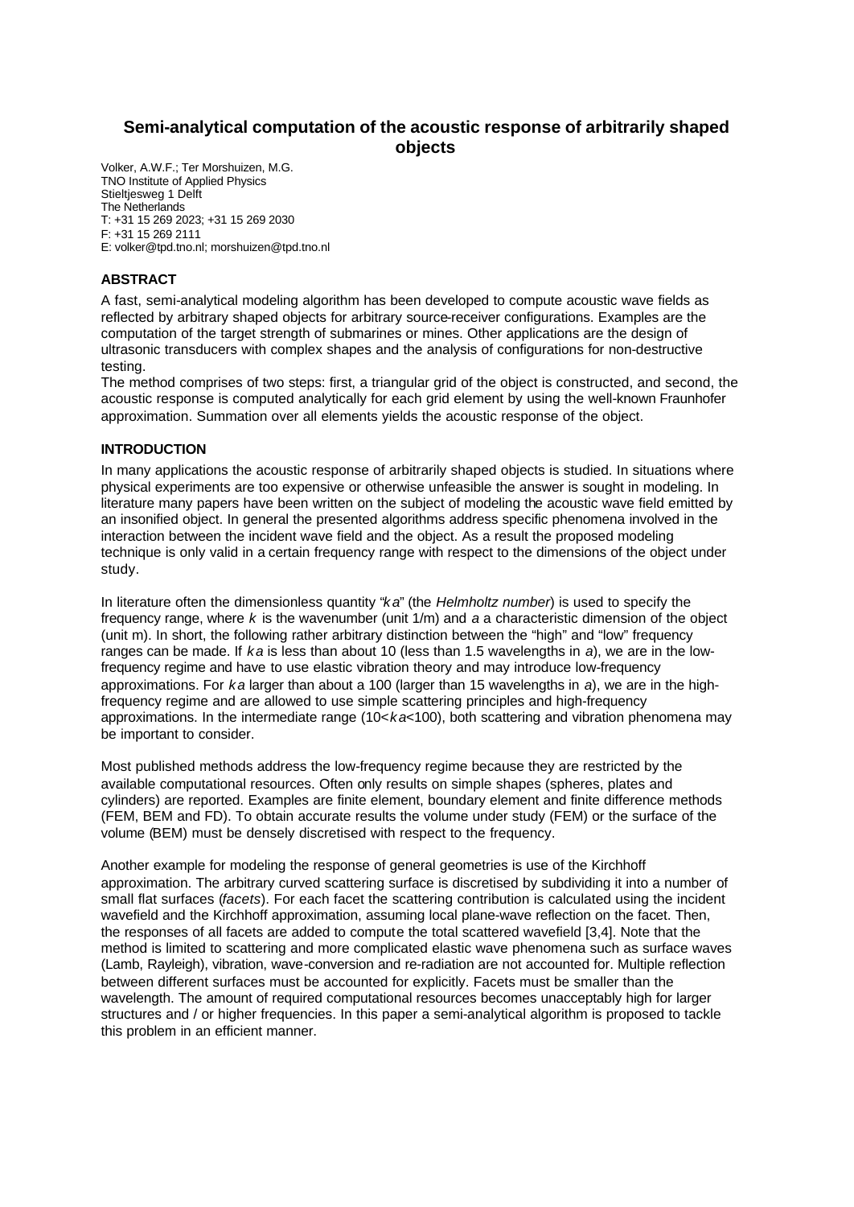# Semi-analytical computation of the acoustic response of arbitrarily shaped objects

Volker, A.W.F.; Ter Morshuizen, M.G.
TNO Institute of Applied Physics
Stieltjesweg 1 Delft
The Netherlands
T: +31 15 269 2023; +31 15 269 2030
F: +31 15 269 2111
E: volker@tpd.tno.nl; morshuizen@tpd.tno.nl

## ABSTRACT

A fast, semi-analytical modeling algorithm has been developed to compute acoustic wave fields as reflected by arbitrary shaped objects for arbitrary source-receiver configurations. Examples are the computation of the target strength of submarines or mines. Other applications are the design of ultrasonic transducers with complex shapes and the analysis of configurations for non-destructive testing.

The method comprises of two steps: first, a triangular grid of the object is constructed, and second, the acoustic response is computed analytically for each grid element by using the well-known Fraunhofer approximation. Summation over all elements yields the acoustic response of the object.

## INTRODUCTION

In many applications the acoustic response of arbitrarily shaped objects is studied. In situations where physical experiments are too expensive or otherwise unfeasible the answer is sought in modeling. In literature many papers have been written on the subject of modeling the acoustic wave field emitted by an insonified object. In general the presented algorithms address specific phenomena involved in the interaction between the incident wave field and the object. As a result the proposed modeling technique is only valid in a certain frequency range with respect to the dimensions of the object under study.

In literature often the dimensionless quantity "$ka$" (the *Helmholtz number*) is used to specify the frequency range, where $k$ is the wavenumber (unit 1/m) and $a$ a characteristic dimension of the object (unit m). In short, the following rather arbitrary distinction between the "high" and "low" frequency ranges can be made. If $ka$ is less than about 10 (less than 1.5 wavelengths in $a$), we are in the low-frequency regime and have to use elastic vibration theory and may introduce low-frequency approximations. For $ka$ larger than about a 100 (larger than 15 wavelengths in $a$), we are in the high-frequency regime and are allowed to use simple scattering principles and high-frequency approximations. In the intermediate range ($10<ka<100$), both scattering and vibration phenomena may be important to consider.

Most published methods address the low-frequency regime because they are restricted by the available computational resources. Often only results on simple shapes (spheres, plates and cylinders) are reported. Examples are finite element, boundary element and finite difference methods (FEM, BEM and FD). To obtain accurate results the volume under study (FEM) or the surface of the volume (BEM) must be densely discretised with respect to the frequency.

Another example for modeling the response of general geometries is use of the Kirchhoff approximation. The arbitrary curved scattering surface is discretised by subdividing it into a number of small flat surfaces (*facets*). For each facet the scattering contribution is calculated using the incident wavefield and the Kirchhoff approximation, assuming local plane-wave reflection on the facet. Then, the responses of all facets are added to compute the total scattered wavefield [3,4]. Note that the method is limited to scattering and more complicated elastic wave phenomena such as surface waves (Lamb, Rayleigh), vibration, wave-conversion and re-radiation are not accounted for. Multiple reflection between different surfaces must be accounted for explicitly. Facets must be smaller than the wavelength. The amount of required computational resources becomes unacceptably high for larger structures and / or higher frequencies. In this paper a semi-analytical algorithm is proposed to tackle this problem in an efficient manner.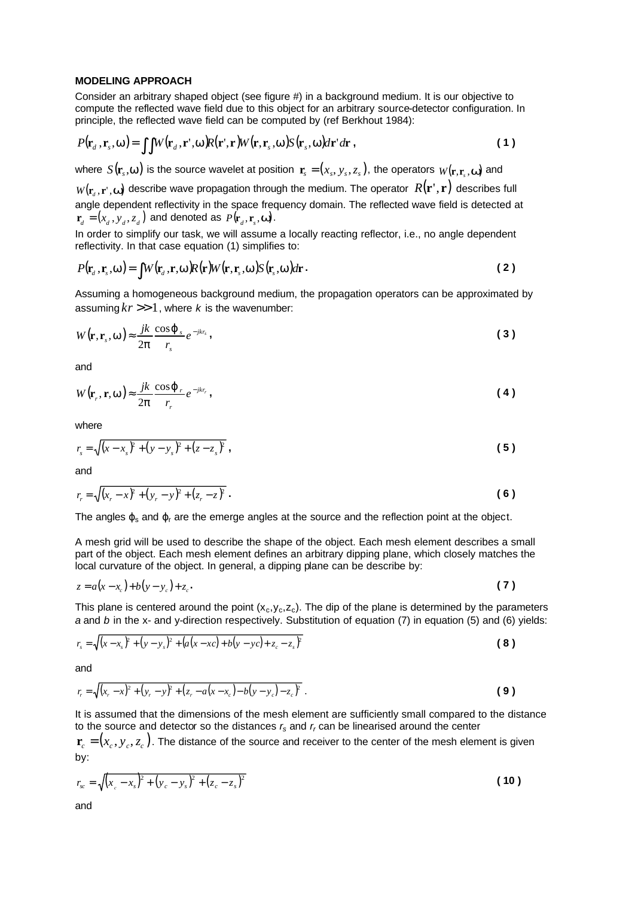**MODELING APPROACH**

Consider an arbitrary shaped object (see figure #) in a background medium. It is our objective to compute the reflected wave field due to this object for an arbitrary source-detector configuration. In principle, the reflected wave field can be computed by (ref Berkhout 1984):

$$P(\mathbf{r}_d, \mathbf{r}_s, \omega) = \iint W(\mathbf{r}_d, \mathbf{r}', \omega) R(\mathbf{r}', \mathbf{r}) W(\mathbf{r}, \mathbf{r}_s, \omega) S(\mathbf{r}_s, \omega) d\mathbf{r}' d\mathbf{r}\,, \tag{1}$$

where $S(\mathbf{r}_s, \omega)$ is the source wavelet at position $\mathbf{r}_s = (x_s, y_s, z_s)$, the operators $W(\mathbf{r}, \mathbf{r}_s, \omega)$ and $W(\mathbf{r}_d, \mathbf{r}', \omega)$ describe wave propagation through the medium. The operator $R(\mathbf{r}', \mathbf{r})$ describes full angle dependent reflectivity in the space frequency domain. The reflected wave field is detected at $\mathbf{r}_d = (x_d, y_d, z_d)$ and denoted as $P(\mathbf{r}_d, \mathbf{r}_s, \omega)$.

In order to simplify our task, we will assume a locally reacting reflector, i.e., no angle dependent reflectivity. In that case equation (1) simplifies to:

$$P(\mathbf{r}_d, \mathbf{r}_s, \omega) = \int W(\mathbf{r}_d, \mathbf{r}, \omega) R(\mathbf{r}) W(\mathbf{r}, \mathbf{r}_s, \omega) S(\mathbf{r}_s, \omega) d\mathbf{r}\,. \tag{2}$$

Assuming a homogeneous background medium, the propagation operators can be approximated by assuming $kr >> 1$, where $k$ is the wavenumber:

$$W(\mathbf{r}, \mathbf{r}_s, \omega) \approx \frac{jk}{2\pi} \frac{\cos\varphi_s}{r_s} e^{-jkr_s}\,, \tag{3}$$

and

$$W(\mathbf{r}_r, \mathbf{r}, \omega) \approx \frac{jk}{2\pi} \frac{\cos\varphi_r}{r_r} e^{-jkr_r}\,, \tag{4}$$

where

$$r_s = \sqrt{(x - x_s)^2 + (y - y_s)^2 + (z - z_s)^2}\,, \tag{5}$$

and

$$r_r = \sqrt{(x_r - x)^2 + (y_r - y)^2 + (z_r - z)^2}\,. \tag{6}$$

The angles $\varphi_s$ and $\varphi_r$ are the emerge angles at the source and the reflection point at the object.

A mesh grid will be used to describe the shape of the object. Each mesh element describes a small part of the object. Each mesh element defines an arbitrary dipping plane, which closely matches the local curvature of the object. In general, a dipping plane can be describe by:

$$z = a(x - x_c) + b(y - y_c) + z_c\,. \tag{7}$$

This plane is centered around the point $(x_c, y_c, z_c)$. The dip of the plane is determined by the parameters $a$ and $b$ in the x- and y-direction respectively. Substitution of equation (7) in equation (5) and (6) yields:

$$r_s = \sqrt{(x - x_s)^2 + (y - y_s)^2 + (a(x - xc) + b(y - yc) + z_c - z_s)^2} \tag{8}$$

and

$$r_r = \sqrt{(x_r - x)^2 + (y_r - y)^2 + (z_r - a(x - x_c) - b(y - y_c) - z_c)^2}\,. \tag{9}$$

It is assumed that the dimensions of the mesh element are sufficiently small compared to the distance to the source and detector so the distances $r_s$ and $r_r$ can be linearised around the center $\mathbf{r}_c = (x_c, y_c, z_c)$. The distance of the source and receiver to the center of the mesh element is given by:

$$r_{sc} = \sqrt{(x_c - x_s)^2 + (y_c - y_s)^2 + (z_c - z_s)^2} \tag{10}$$

and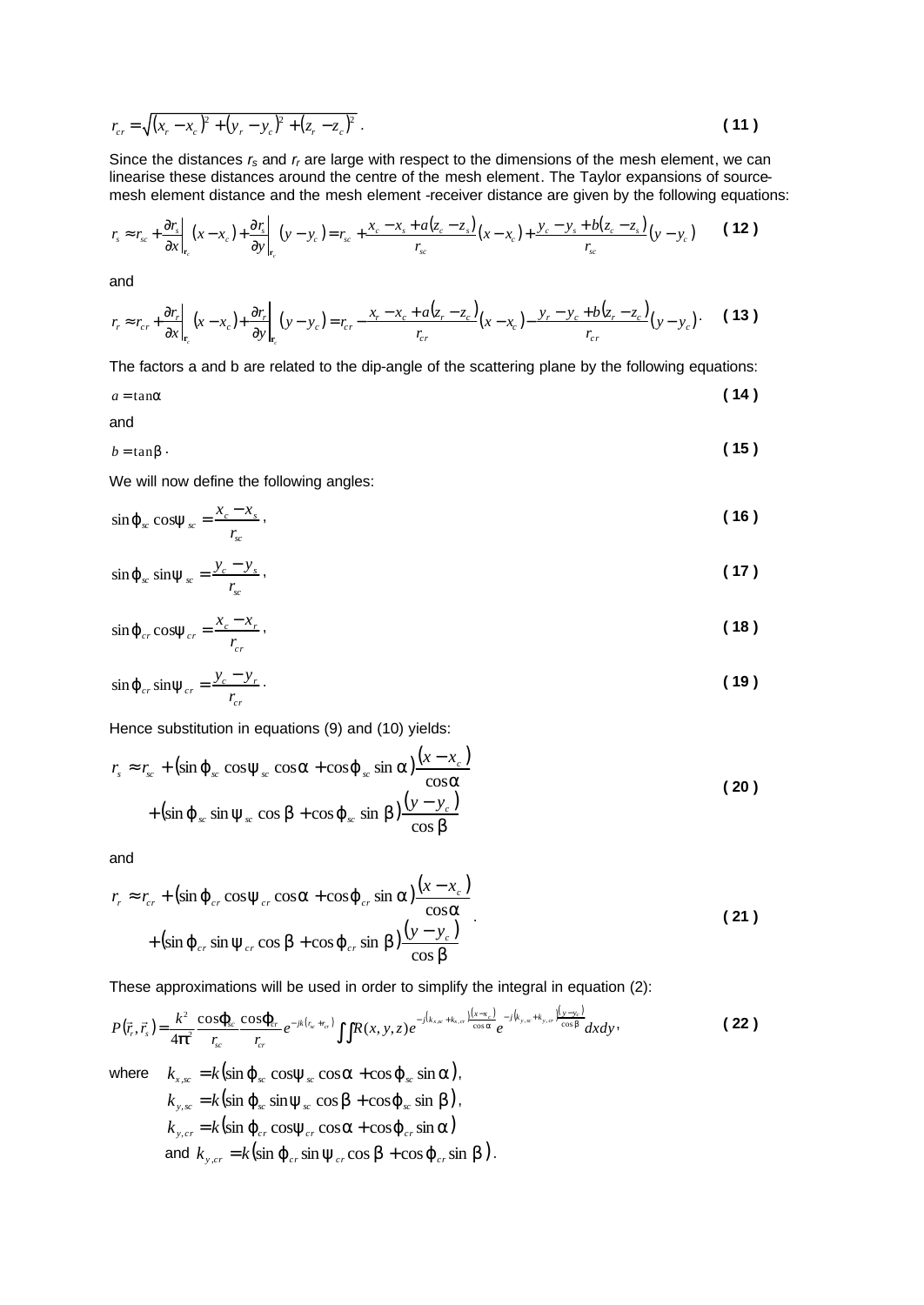$$r_{cr} = \sqrt{(x_r - x_c)^2 + (y_r - y_c)^2 + (z_r - z_c)^2}\ . \tag{11}$$

Since the distances $r_s$ and $r_r$ are large with respect to the dimensions of the mesh element, we can linearise these distances around the centre of the mesh element. The Taylor expansions of source-mesh element distance and the mesh element -receiver distance are given by the following equations:

$$r_s \approx r_{sc} + \left.\frac{\partial r_s}{\partial x}\right|_{\mathbf{r}_c} (x - x_c) + \left.\frac{\partial r_s}{\partial y}\right|_{\mathbf{r}_c} (y - y_c) = r_{sc} + \frac{x_c - x_s + a(z_c - z_s)}{r_{sc}}(x - x_c) + \frac{y_c - y_s + b(z_c - z_s)}{r_{sc}}(y - y_c) \tag{12}$$

and

$$r_r \approx r_{cr} + \left.\frac{\partial r_r}{\partial x}\right|_{\mathbf{r}_c} (x - x_c) + \left.\frac{\partial r_r}{\partial y}\right|_{\mathbf{r}_c} (y - y_c) = r_{cr} - \frac{x_r - x_c + a(z_r - z_c)}{r_{cr}}(x - x_c) - \frac{y_r - y_c + b(z_r - z_c)}{r_{cr}}(y - y_c) \cdot \tag{13}$$

The factors a and b are related to the dip-angle of the scattering plane by the following equations:

$$a = \tan\alpha \tag{14}$$

and

$$b = \tan\beta\ \cdot \tag{15}$$

We will now define the following angles:

$$\sin\varphi_{sc}\cos\psi_{sc} = \frac{x_c - x_s}{r_{sc}}, \tag{16}$$

$$\sin\varphi_{sc}\sin\psi_{sc} = \frac{y_c - y_s}{r_{sc}}, \tag{17}$$

$$\sin\varphi_{cr}\cos\psi_{cr} = \frac{x_c - x_r}{r_{cr}}, \tag{18}$$

$$\sin\varphi_{cr}\sin\psi_{cr} = \frac{y_c - y_r}{r_{cr}}\ \cdot \tag{19}$$

Hence substitution in equations (9) and (10) yields:

$$\begin{aligned} r_s \approx r_{sc} &+ (\sin\varphi_{sc}\cos\psi_{sc}\cos\alpha + \cos\varphi_{sc}\sin\alpha)\frac{(x - x_c)}{\cos\alpha} \\ &+ (\sin\varphi_{sc}\sin\psi_{sc}\cos\beta + \cos\varphi_{sc}\sin\beta)\frac{(y - y_c)}{\cos\beta} \end{aligned} \tag{20}$$

and

$$\begin{aligned} r_r \approx r_{cr} &+ (\sin\varphi_{cr}\cos\psi_{cr}\cos\alpha + \cos\varphi_{cr}\sin\alpha)\frac{(x - x_c)}{\cos\alpha} \\ &+ (\sin\varphi_{cr}\sin\psi_{cr}\cos\beta + \cos\varphi_{cr}\sin\beta)\frac{(y - y_c)}{\cos\beta} \end{aligned}\ . \tag{21}$$

These approximations will be used in order to simplify the integral in equation (2):

$$P(\vec{r}_r, \vec{r}_s) = \frac{k^2}{4\pi^2}\frac{\cos\varphi_{sc}}{r_{sc}}\frac{\cos\varphi_{cr}}{r_{cr}} e^{-jk(r_{sc}+r_{cr})} \iint R(x,y,z) e^{-j(k_{x,sc}+k_{x,cr})\frac{(x-x_c)}{\cos\alpha}} e^{-j(k_{y,sc}+k_{y,cr})\frac{(y-y_c)}{\cos\beta}} dx dy, \tag{22}$$

where $k_{x,sc} = k(\sin\varphi_{sc}\cos\psi_{sc}\cos\alpha + \cos\varphi_{sc}\sin\alpha)$,
$k_{y,sc} = k(\sin\varphi_{sc}\sin\psi_{sc}\cos\beta + \cos\varphi_{sc}\sin\beta)$,
$k_{y,cr} = k(\sin\varphi_{cr}\cos\psi_{cr}\cos\alpha + \cos\varphi_{cr}\sin\alpha)$
and $k_{y,cr} = k(\sin\varphi_{cr}\sin\psi_{cr}\cos\beta + \cos\varphi_{cr}\sin\beta)$.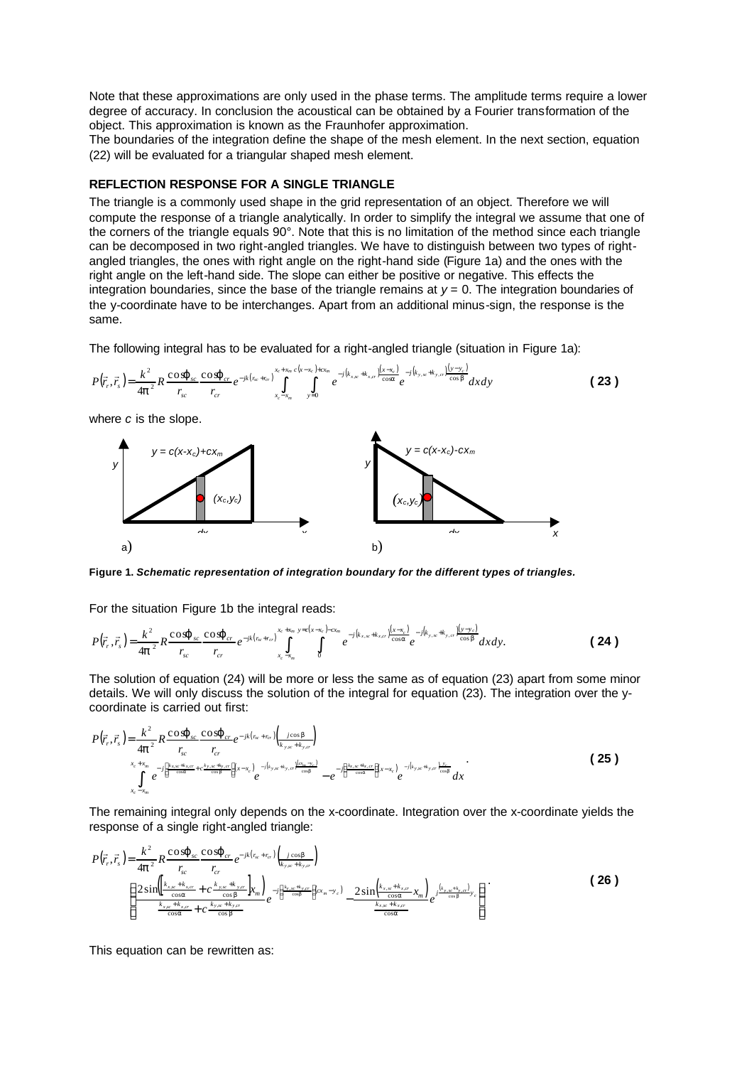Note that these approximations are only used in the phase terms. The amplitude terms require a lower degree of accuracy. In conclusion the acoustical can be obtained by a Fourier transformation of the object. This approximation is known as the Fraunhofer approximation.
The boundaries of the integration define the shape of the mesh element. In the next section, equation (22) will be evaluated for a triangular shaped mesh element.

## REFLECTION RESPONSE FOR A SINGLE TRIANGLE

The triangle is a commonly used shape in the grid representation of an object. Therefore we will compute the response of a triangle analytically. In order to simplify the integral we assume that one of the corners of the triangle equals 90°. Note that this is no limitation of the method since each triangle can be decomposed in two right-angled triangles. We have to distinguish between two types of right-angled triangles, the ones with right angle on the right-hand side (Figure 1a) and the ones with the right angle on the left-hand side. The slope can either be positive or negative. This effects the integration boundaries, since the base of the triangle remains at $y = 0$. The integration boundaries of the y-coordinate have to be interchanges. Apart from an additional minus-sign, the response is the same.

The following integral has to be evaluated for a right-angled triangle (situation in Figure 1a):

$$P(\vec{r}_r, \vec{r}_s) = \frac{k^2}{4\pi^2} R \frac{\cos\varphi_{sc}}{r_{sc}} \frac{\cos\varphi_{cr}}{r_{cr}} e^{-jk(r_{sc}+r_{cr})} \int_{x_c - x_m}^{x_c + x_m} \int_{y=0}^{c(x-x_c)+cx_m} e^{-j(k_{x,sc}+k_{x,cr})\frac{(x-x_c)}{\cos\alpha}} e^{-j(k_{y,sc}+k_{y,cr})\frac{(y-y_c)}{\cos\beta}} dx dy \tag{23}$$

where $c$ is the slope.

a) $y = c(x-x_c)+cx_m$, $(x_c,y_c)$, $dx$, $x$, $y$ &nbsp;&nbsp;&nbsp; b) $y = c(x-x_c)-cx_m$, $(x_c,y_c)$, $dx$, $x$, $y$

**Figure 1.** ***Schematic representation of integration boundary for the different types of triangles.***

For the situation Figure 1b the integral reads:

$$P(\vec{r}_r, \vec{r}_s) = \frac{k^2}{4\pi^2} R \frac{\cos\varphi_{sc}}{r_{sc}} \frac{\cos\varphi_{cr}}{r_{cr}} e^{-jk(r_{sc}+r_{cr})} \int_{x_c - x_m}^{x_c + x_m} \int_{0}^{y=c(x-x_c)-cx_m} e^{-j(k_{x,sc}+k_{x,cr})\frac{(x-x_c)}{\cos\alpha}} e^{-j(k_{y,sc}+k_{y,cr})\frac{(y-y_c)}{\cos\beta}} dx dy. \tag{24}$$

The solution of equation (24) will be more or less the same as of equation (23) apart from some minor details. We will only discuss the solution of the integral for equation (23). The integration over the y-coordinate is carried out first:

$$P(\vec{r}_r, \vec{r}_s) = \frac{k^2}{4\pi^2} R \frac{\cos\varphi_{sc}}{r_{sc}} \frac{\cos\varphi_{cr}}{r_{cr}} e^{-jk(r_{sc}+r_{cr})} \left(\frac{j\cos\beta}{k_{y,sc}+k_{y,cr}}\right) \int_{x_c - x_m}^{x_c + x_m} e^{-j\left(\frac{k_{x,sc}+k_{x,cr}}{\cos\alpha}+c\frac{k_{y,sc}+k_{y,cr}}{\cos\beta}\right)(x-x_c)} e^{-j(k_{y,sc}+k_{y,cr})\frac{(cx_m - y_c)}{\cos\beta}} - e^{-j\left(\frac{k_{x,sc}+k_{x,cr}}{\cos\alpha}\right)(x-x_c)} e^{-j(k_{y,sc}+k_{y,cr})\frac{y_c}{\cos\beta}} dx. \tag{25}$$

The remaining integral only depends on the x-coordinate. Integration over the x-coordinate yields the response of a single right-angled triangle:

$$P(\vec{r}_r, \vec{r}_s) = \frac{k^2}{4\pi^2} R \frac{\cos\varphi_{sc}}{r_{sc}} \frac{\cos\varphi_{cr}}{r_{cr}} e^{-jk(r_{sc}+r_{cr})} \left(\frac{j\cos\beta}{k_{y,sc}+k_{y,cr}}\right) \left( \frac{2\sin\left(\left[\frac{k_{x,sc}+k_{x,cr}}{\cos\alpha}+c\frac{k_{y,sc}+k_{y,cr}}{\cos\beta}\right]x_m\right)}{\frac{k_{x,sc}+k_{x,cr}}{\cos\alpha}+c\frac{k_{y,sc}+k_{y,cr}}{\cos\beta}} e^{-j\left(\frac{k_{y,sc}+k_{y,cr}}{\cos\beta}\right)(cx_m - y_c)} - \frac{2\sin\left(\frac{k_{x,sc}+k_{x,cr}}{\cos\alpha}x_m\right)}{\frac{k_{x,sc}+k_{x,cr}}{\cos\alpha}} e^{j\frac{(k_{y,sc}+k_{y,cr})}{\cos\beta}y_c} \right). \tag{26}$$

This equation can be rewritten as: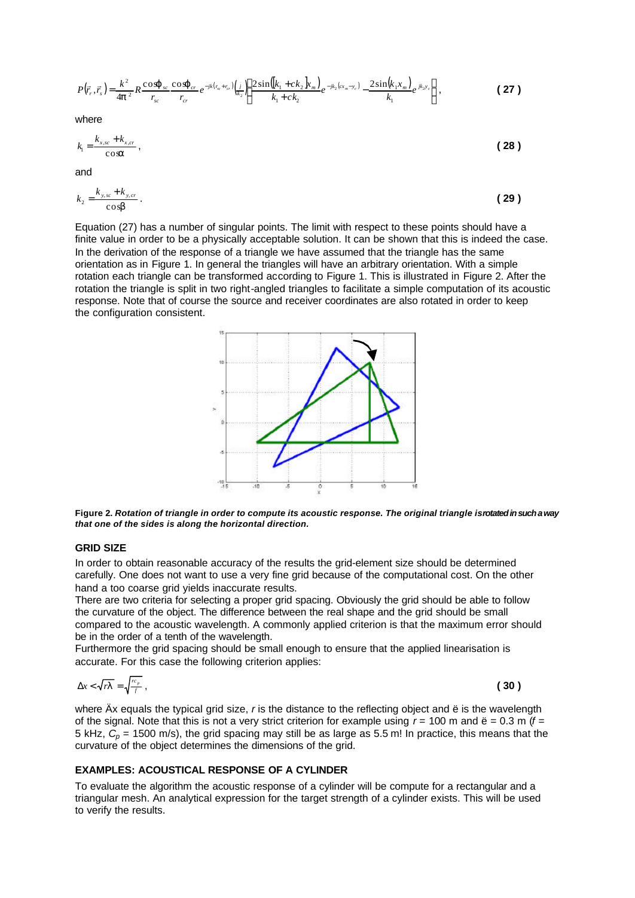$$P(\vec{r}_r,\vec{r}_s)=\frac{k^2}{4\pi^2}R\frac{\cos\varphi_{sc}}{r_{sc}}\frac{\cos\varphi_{cr}}{r_{cr}}e^{-jk(r_{sc}+r_{cr})}\left(\frac{j}{k_2}\right)\left[\frac{2\sin\left(\left[k_1+ck_2\right]x_m\right)}{k_1+ck_2}e^{-jk_2(cx_m-y_c)}-\frac{2\sin(k_1x_m)}{k_1}e^{jk_2y_c}\right], \qquad (27)$$

where

$$k_1=\frac{k_{x,sc}+k_{x,cr}}{\cos\alpha}, \qquad (28)$$

and

$$k_2=\frac{k_{y,sc}+k_{y,cr}}{\cos\beta}. \qquad (29)$$

Equation (27) has a number of singular points. The limit with respect to these points should have a finite value in order to be a physically acceptable solution. It can be shown that this is indeed the case. In the derivation of the response of a triangle we have assumed that the triangle has the same orientation as in Figure 1. In general the triangles will have an arbitrary orientation. With a simple rotation each triangle can be transformed according to Figure 1. This is illustrated in Figure 2. After the rotation the triangle is split in two right-angled triangles to facilitate a simple computation of its acoustic response. Note that of course the source and receiver coordinates are also rotated in order to keep the configuration consistent.

**Figure 2.** ***Rotation of triangle in order to compute its acoustic response. The original triangle is rotated in such a way that one of the sides is along the horizontal direction.***

## GRID SIZE

In order to obtain reasonable accuracy of the results the grid-element size should be determined carefully. One does not want to use a very fine grid because of the computational cost. On the other hand a too coarse grid yields inaccurate results.

There are two criteria for selecting a proper grid spacing. Obviously the grid should be able to follow the curvature of the object. The difference between the real shape and the grid should be small compared to the acoustic wavelength. A commonly applied criterion is that the maximum error should be in the order of a tenth of the wavelength.

Furthermore the grid spacing should be small enough to ensure that the applied linearisation is accurate. For this case the following criterion applies:

$$\Delta x<\sqrt{r\lambda}=\sqrt{\frac{rc_p}{f}}, \qquad (30)$$

where $\Delta x$ equals the typical grid size, $r$ is the distance to the reflecting object and $\lambda$ is the wavelength of the signal. Note that this is not a very strict criterion for example using $r$ = 100 m and $\lambda$ = 0.3 m ($f$ = 5 kHz, $C_p$ = 1500 m/s), the grid spacing may still be as large as 5.5 m! In practice, this means that the curvature of the object determines the dimensions of the grid.

## EXAMPLES: ACOUSTICAL RESPONSE OF A CYLINDER

To evaluate the algorithm the acoustic response of a cylinder will be compute for a rectangular and a triangular mesh. An analytical expression for the target strength of a cylinder exists. This will be used to verify the results.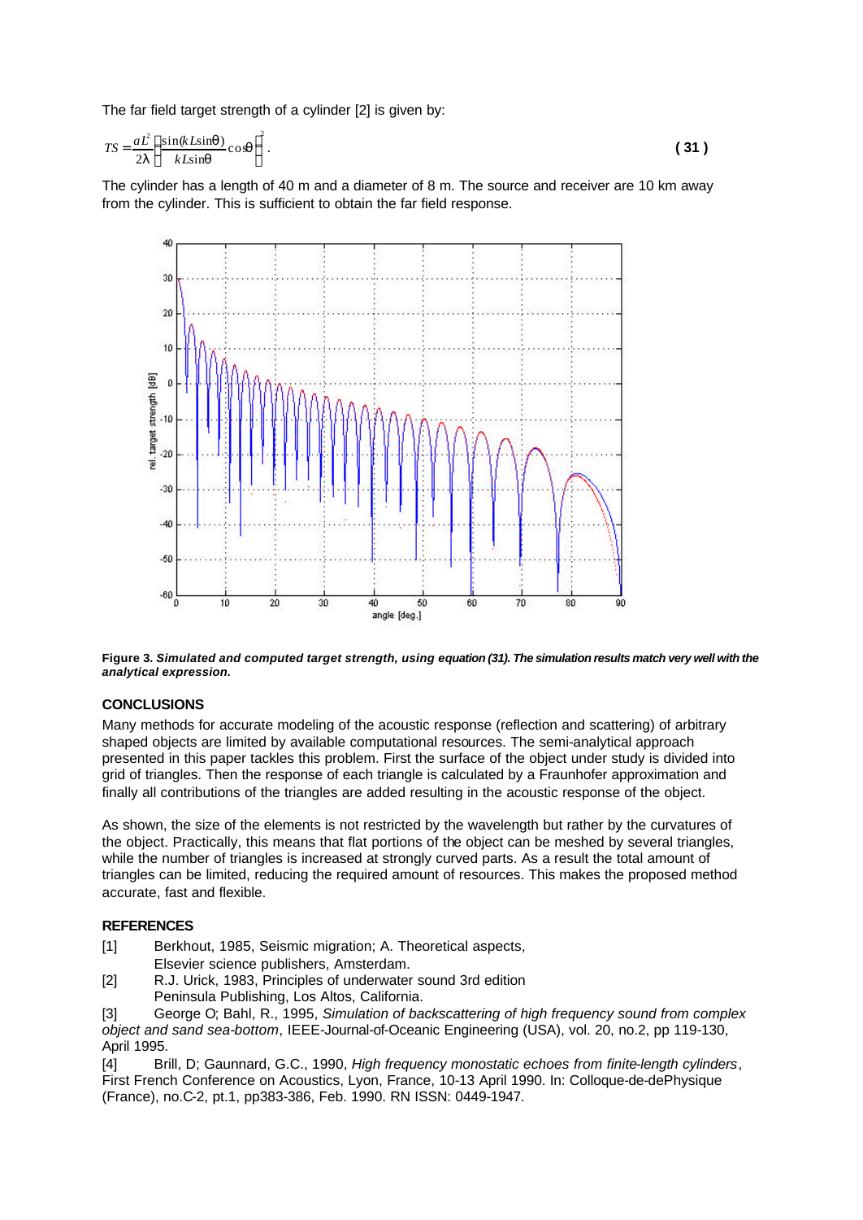The far field target strength of a cylinder [2] is given by:

$$TS = \frac{aL^2}{2\lambda}\left(\frac{\sin(kL\sin\theta)}{kL\sin\theta}\cos\theta\right)^2 . \tag{31}$$

The cylinder has a length of 40 m and a diameter of 8 m. The source and receiver are 10 km away from the cylinder. This is sufficient to obtain the far field response.

rel. target strength [dB]

40
30
20
10
0
-10
-20
-30
-40
-50
-60

0 10 20 30 40 50 60 70 80 90

angle [deg.]

**Figure 3.** ***Simulated and computed target strength, using equation (31). The simulation results match very well with the analytical expression.***

## CONCLUSIONS

Many methods for accurate modeling of the acoustic response (reflection and scattering) of arbitrary shaped objects are limited by available computational resources. The semi-analytical approach presented in this paper tackles this problem. First the surface of the object under study is divided into grid of triangles. Then the response of each triangle is calculated by a Fraunhofer approximation and finally all contributions of the triangles are added resulting in the acoustic response of the object.

As shown, the size of the elements is not restricted by the wavelength but rather by the curvatures of the object. Practically, this means that flat portions of the object can be meshed by several triangles, while the number of triangles is increased at strongly curved parts. As a result the total amount of triangles can be limited, reducing the required amount of resources. This makes the proposed method accurate, fast and flexible.

## REFERENCES

[1] Berkhout, 1985, Seismic migration; A. Theoretical aspects, Elsevier science publishers, Amsterdam.

[2] R.J. Urick, 1983, Principles of underwater sound 3rd edition Peninsula Publishing, Los Altos, California.

[3] George O; Bahl, R., 1995, *Simulation of backscattering of high frequency sound from complex object and sand sea-bottom*, IEEE-Journal-of-Oceanic Engineering (USA), vol. 20, no.2, pp 119-130, April 1995.

[4] Brill, D; Gaunnard, G.C., 1990, *High frequency monostatic echoes from finite-length cylinders*, First French Conference on Acoustics, Lyon, France, 10-13 April 1990. In: Colloque-de-dePhysique (France), no.C-2, pt.1, pp383-386, Feb. 1990. RN ISSN: 0449-1947.